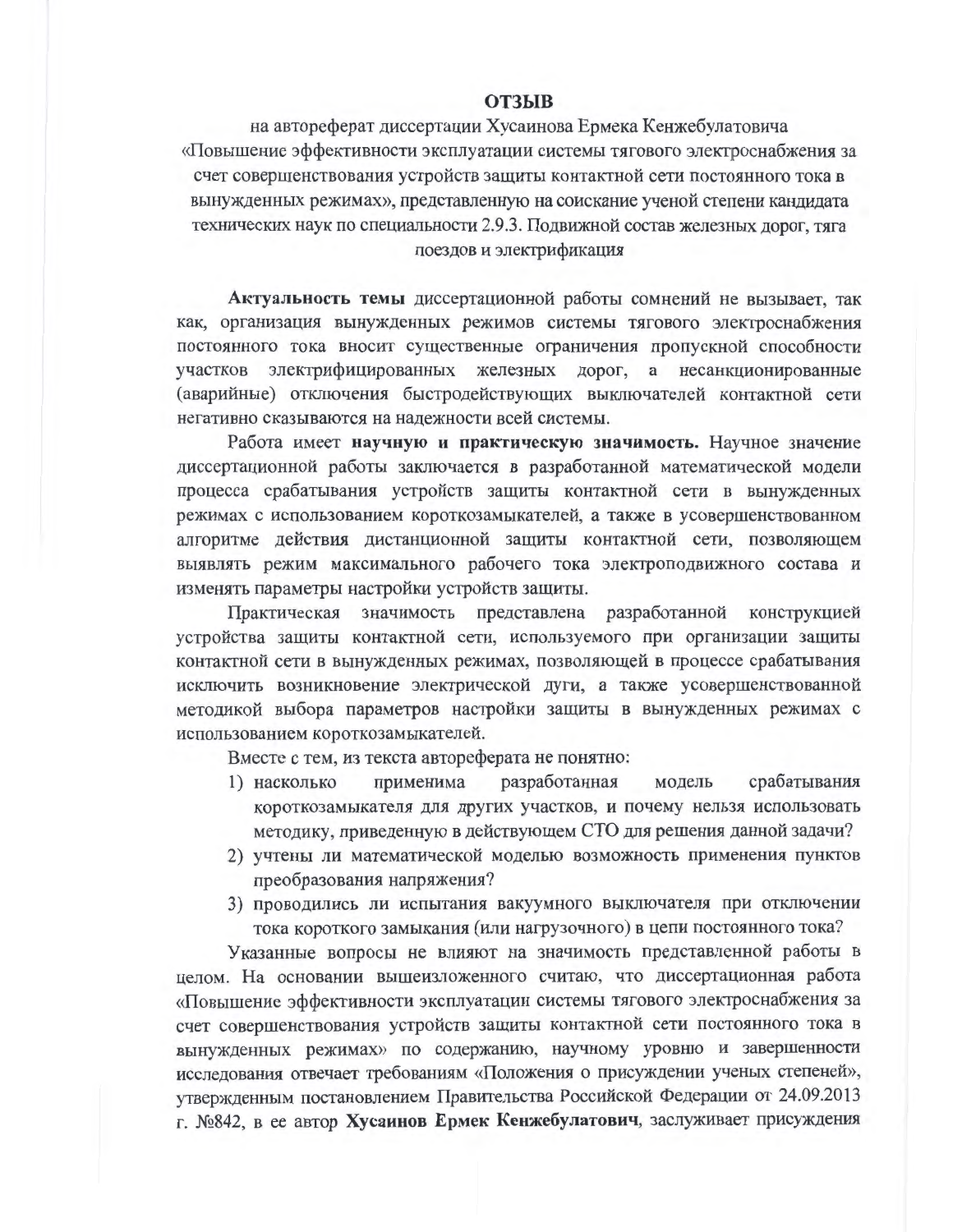# ОТЗЫВ

на автореферат диссертации Хусаинова Ермека Кенжебулатовича «Повышение эффективности эксплуатации системы тягового электроснабжения за счет совершенствования устройств защиты контактной сети постоянного тока в вынужденных режимах», представленную на соискание ученой степени кандидата технических наук по специальности 2.9.3. Подвижной состав железных дорог, тяга поездов и электрификация

**Актуальность темы** диссертационной работы сомнений не вызывает, так как, организация вынужденных режимов системы тягового электроснабжения постоянного тока вносит существенные ограничения пропускной способности участков электрифицированных железных дорог, а несанкционированные (аварийные) отключения быстродействующих выключателей контактной сети негативно сказываются на надежности всей системы.

Работа имеет **научную и практическую значимость.** Научное значение диссертационной работы заключается в разработанной математической модели процесса срабатывания устройств защиты контактной сети в вынужденных режимах с использованием короткозамыкателей, а также в усовершенствованном алгоритме действия дистанционной защиты контактной сети, позволяющем выявлять режим максимального рабочего тока электроподвижного состава и изменять параметры настройки устройств защиты.

Практическая значимость представлена разработанной конструкцией устройства защиты контактной сети, используемого при организации защиты контактной сети в вынужденных режимах, позволяющей в процессе срабатывания исключить возникновение электрической дуги, а также усовершенствованной методикой выбора параметров настройки защиты в вынужденных режимах с использованием короткозамыкателей.

Вместе с тем, из текста автореферата не понятно:

1) насколько применима разработанная модель срабатывания короткозамыкателя для других участков, и почему нельзя использовать методику, приведенную в действующем СТО для решения данной задачи?
2) учтены ли математической моделью возможность применения пунктов преобразования напряжения?
3) проводились ли испытания вакуумного выключателя при отключении тока короткого замыкания (или нагрузочного) в цепи постоянного тока?

Указанные вопросы не влияют на значимость представленной работы в целом. На основании вышеизложенного считаю, что диссертационная работа «Повышение эффективности эксплуатации системы тягового электроснабжения за счет совершенствования устройств защиты контактной сети постоянного тока в вынужденных режимах» по содержанию, научному уровню и завершенности исследования отвечает требованиям «Положения о присуждении ученых степеней», утвержденным постановлением Правительства Российской Федерации от 24.09.2013 г. №842, в ее автор **Хусаинов Ермек Кенжебулатович**, заслуживает присуждения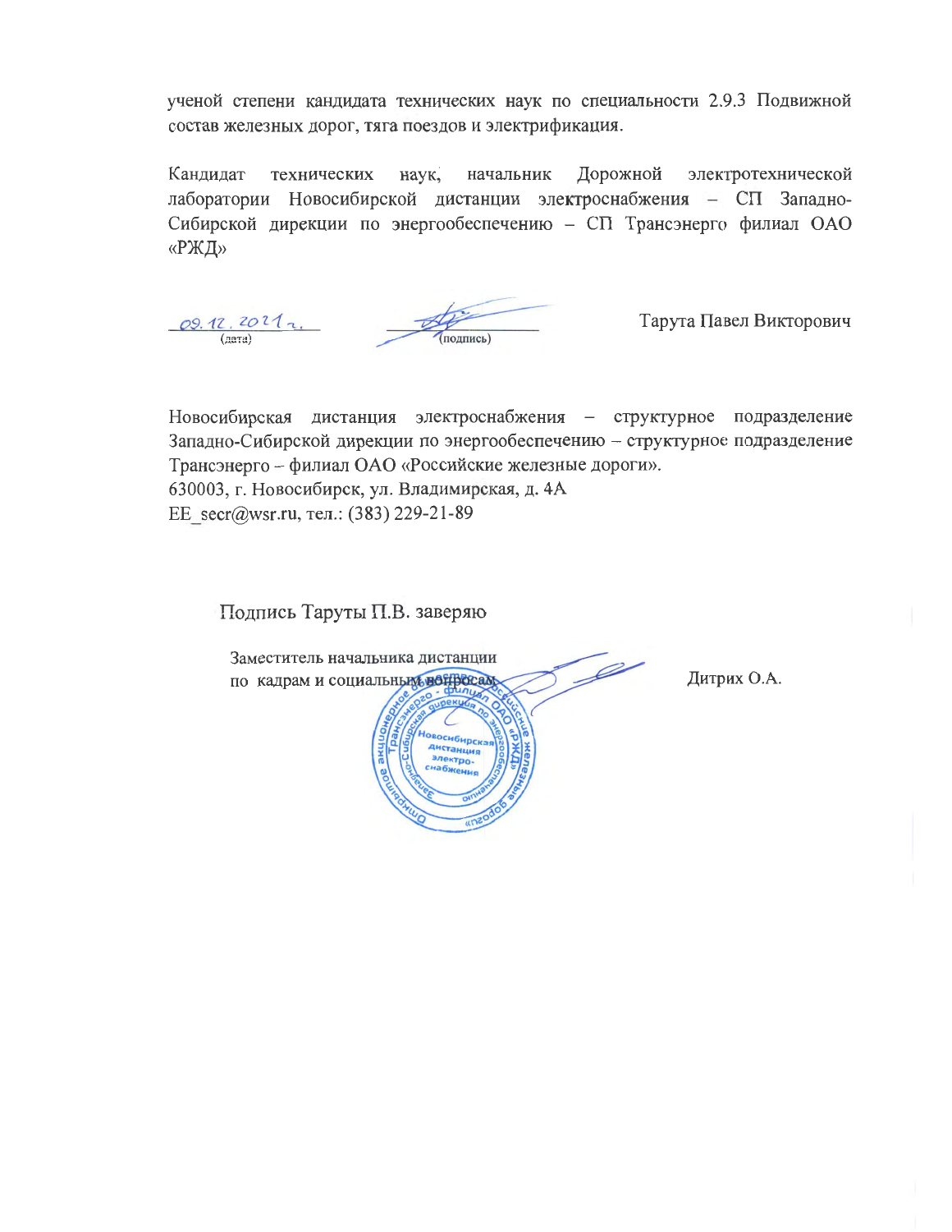ученой степени кандидата технических наук по специальности 2.9.3 Подвижной состав железных дорог, тяга поездов и электрификация.

Кандидат технических наук, начальник Дорожной электротехнической лаборатории Новосибирской дистанции электроснабжения – СП Западно-Сибирской дирекции по энергообеспечению – СП Трансэнерго филиал ОАО «РЖД»

09.12.2021 г.
(дата)

(подпись)

Тарута Павел Викторович

Новосибирская дистанция электроснабжения – структурное подразделение Западно-Сибирской дирекции по энергообеспечению – структурное подразделение Трансэнерго – филиал ОАО «Российские железные дороги».
630003, г. Новосибирск, ул. Владимирская, д. 4А
EE_secr@wsr.ru, тел.: (383) 229-21-89

Подпись Таруты П.В. заверяю

Заместитель начальника дистанции
по кадрам и социальным вопросам

Дитрих О.А.